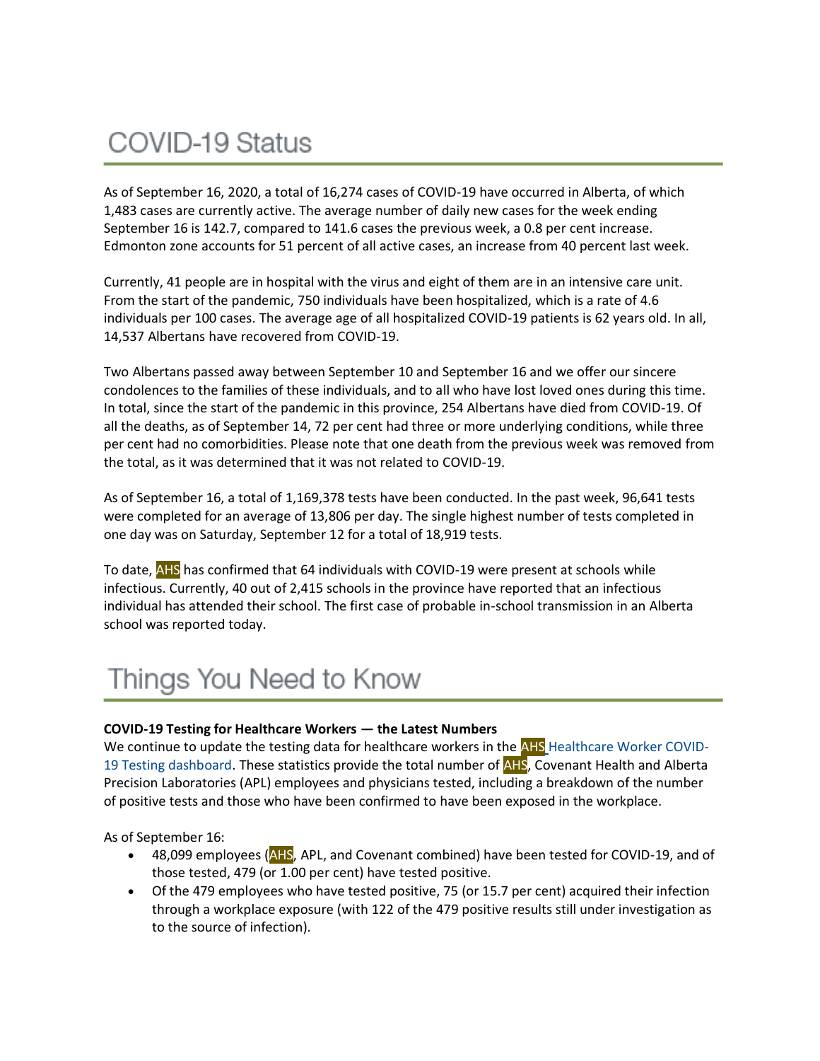# COVID-19 Status

As of September 16, 2020, a total of 16,274 cases of COVID-19 have occurred in Alberta, of which 1,483 cases are currently active. The average number of daily new cases for the week ending September 16 is 142.7, compared to 141.6 cases the previous week, a 0.8 per cent increase. Edmonton zone accounts for 51 percent of all active cases, an increase from 40 percent last week.

Currently, 41 people are in hospital with the virus and eight of them are in an intensive care unit. From the start of the pandemic, 750 individuals have been hospitalized, which is a rate of 4.6 individuals per 100 cases. The average age of all hospitalized COVID-19 patients is 62 years old. In all, 14,537 Albertans have recovered from COVID-19.

Two Albertans passed away between September 10 and September 16 and we offer our sincere condolences to the families of these individuals, and to all who have lost loved ones during this time. In total, since the start of the pandemic in this province, 254 Albertans have died from COVID-19. Of all the deaths, as of September 14, 72 per cent had three or more underlying conditions, while three per cent had no comorbidities. Please note that one death from the previous week was removed from the total, as it was determined that it was not related to COVID-19.

As of September 16, a total of 1,169,378 tests have been conducted. In the past week, 96,641 tests were completed for an average of 13,806 per day. The single highest number of tests completed in one day was on Saturday, September 12 for a total of 18,919 tests.

To date, AHS has confirmed that 64 individuals with COVID-19 were present at schools while infectious. Currently, 40 out of 2,415 schools in the province have reported that an infectious individual has attended their school. The first case of probable in-school transmission in an Alberta school was reported today.

# Things You Need to Know

**COVID-19 Testing for Healthcare Workers — the Latest Numbers**

We continue to update the testing data for healthcare workers in the AHS Healthcare Worker COVID-19 Testing dashboard. These statistics provide the total number of AHS, Covenant Health and Alberta Precision Laboratories (APL) employees and physicians tested, including a breakdown of the number of positive tests and those who have been confirmed to have been exposed in the workplace.

As of September 16:

- 48,099 employees (AHS, APL, and Covenant combined) have been tested for COVID-19, and of those tested, 479 (or 1.00 per cent) have tested positive.
- Of the 479 employees who have tested positive, 75 (or 15.7 per cent) acquired their infection through a workplace exposure (with 122 of the 479 positive results still under investigation as to the source of infection).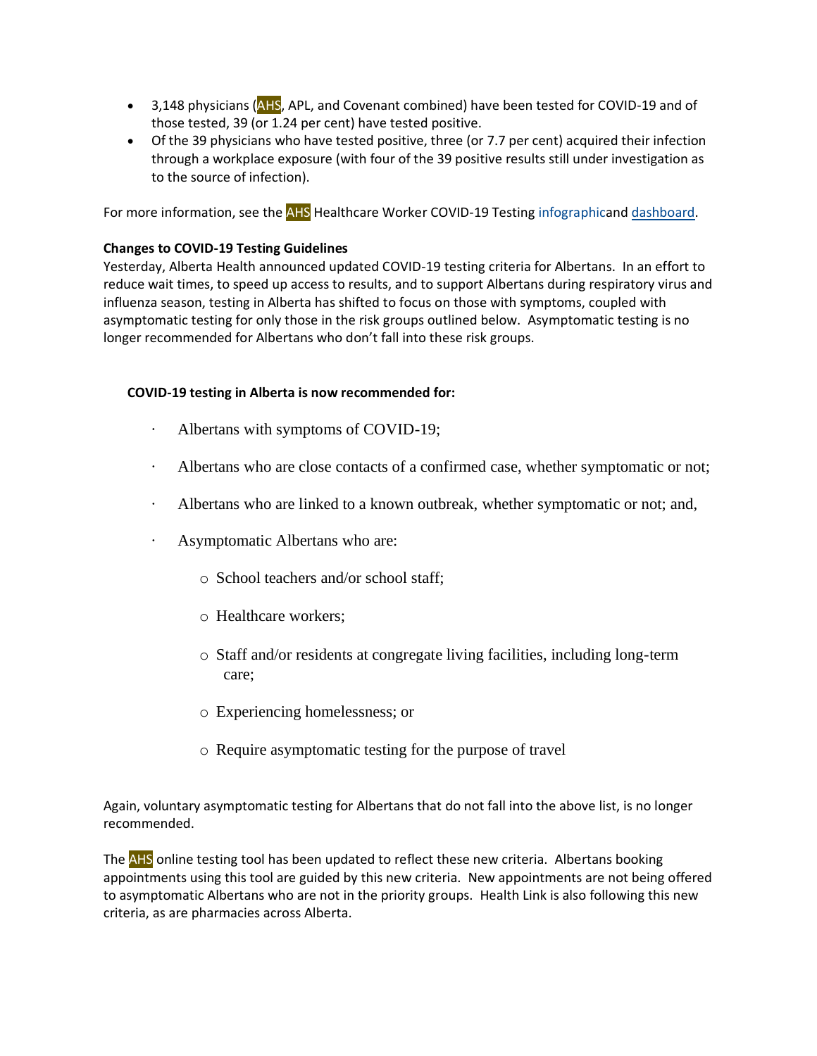- 3,148 physicians (AHS, APL, and Covenant combined) have been tested for COVID-19 and of those tested, 39 (or 1.24 per cent) have tested positive.
- Of the 39 physicians who have tested positive, three (or 7.7 per cent) acquired their infection through a workplace exposure (with four of the 39 positive results still under investigation as to the source of infection).

For more information, see the AHS Healthcare Worker COVID-19 Testing infographicand dashboard.

**Changes to COVID-19 Testing Guidelines**

Yesterday, Alberta Health announced updated COVID-19 testing criteria for Albertans. In an effort to reduce wait times, to speed up access to results, and to support Albertans during respiratory virus and influenza season, testing in Alberta has shifted to focus on those with symptoms, coupled with asymptomatic testing for only those in the risk groups outlined below. Asymptomatic testing is no longer recommended for Albertans who don't fall into these risk groups.

**COVID-19 testing in Alberta is now recommended for:**

- Albertans with symptoms of COVID-19;
- Albertans who are close contacts of a confirmed case, whether symptomatic or not;
- Albertans who are linked to a known outbreak, whether symptomatic or not; and,
- Asymptomatic Albertans who are:
  - School teachers and/or school staff;
  - Healthcare workers;
  - Staff and/or residents at congregate living facilities, including long-term care;
  - Experiencing homelessness; or
  - Require asymptomatic testing for the purpose of travel

Again, voluntary asymptomatic testing for Albertans that do not fall into the above list, is no longer recommended.

The AHS online testing tool has been updated to reflect these new criteria. Albertans booking appointments using this tool are guided by this new criteria. New appointments are not being offered to asymptomatic Albertans who are not in the priority groups. Health Link is also following this new criteria, as are pharmacies across Alberta.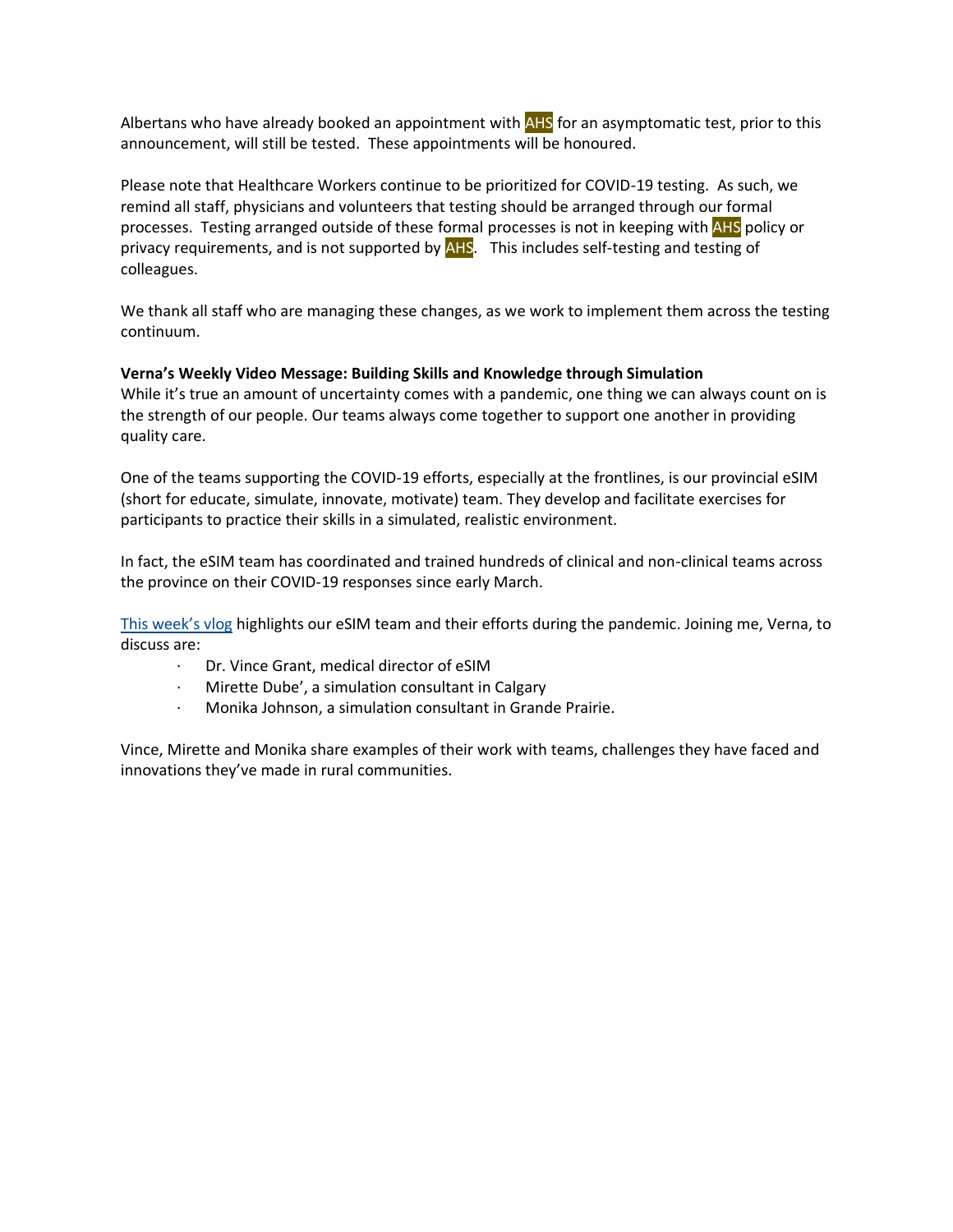Albertans who have already booked an appointment with AHS for an asymptomatic test, prior to this announcement, will still be tested. These appointments will be honoured.

Please note that Healthcare Workers continue to be prioritized for COVID-19 testing. As such, we remind all staff, physicians and volunteers that testing should be arranged through our formal processes. Testing arranged outside of these formal processes is not in keeping with AHS policy or privacy requirements, and is not supported by AHS. This includes self-testing and testing of colleagues.

We thank all staff who are managing these changes, as we work to implement them across the testing continuum.

**Verna's Weekly Video Message: Building Skills and Knowledge through Simulation**

While it's true an amount of uncertainty comes with a pandemic, one thing we can always count on is the strength of our people. Our teams always come together to support one another in providing quality care.

One of the teams supporting the COVID-19 efforts, especially at the frontlines, is our provincial eSIM (short for educate, simulate, innovate, motivate) team. They develop and facilitate exercises for participants to practice their skills in a simulated, realistic environment.

In fact, the eSIM team has coordinated and trained hundreds of clinical and non-clinical teams across the province on their COVID-19 responses since early March.

This week's vlog highlights our eSIM team and their efforts during the pandemic. Joining me, Verna, to discuss are:

- Dr. Vince Grant, medical director of eSIM
- Mirette Dube', a simulation consultant in Calgary
- Monika Johnson, a simulation consultant in Grande Prairie.

Vince, Mirette and Monika share examples of their work with teams, challenges they have faced and innovations they've made in rural communities.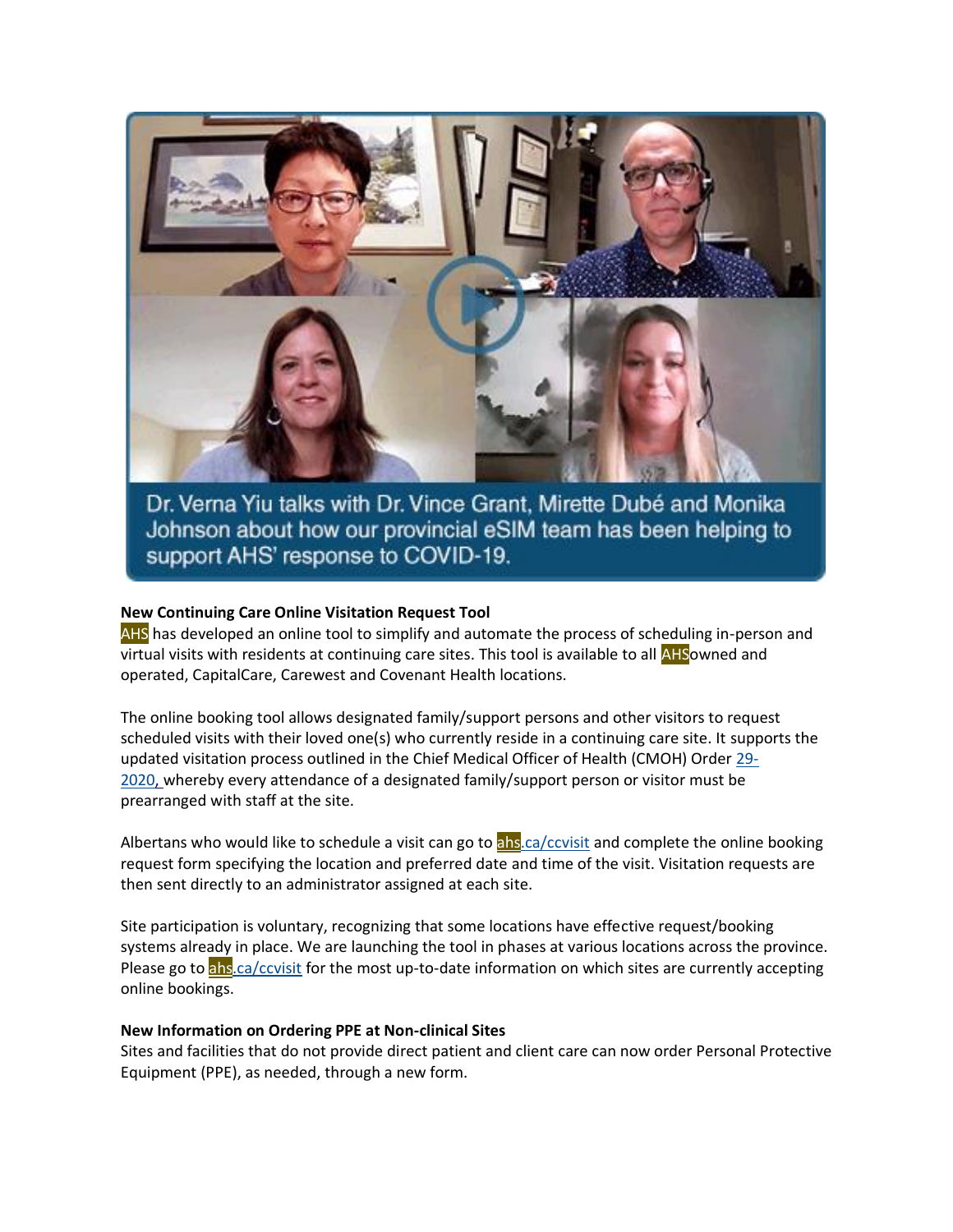Dr. Verna Yiu talks with Dr. Vince Grant, Mirette Dubé and Monika Johnson about how our provincial eSIM team has been helping to support AHS' response to COVID-19.

**New Continuing Care Online Visitation Request Tool**

AHS has developed an online tool to simplify and automate the process of scheduling in-person and virtual visits with residents at continuing care sites. This tool is available to all AHSowned and operated, CapitalCare, Carewest and Covenant Health locations.

The online booking tool allows designated family/support persons and other visitors to request scheduled visits with their loved one(s) who currently reside in a continuing care site. It supports the updated visitation process outlined in the Chief Medical Officer of Health (CMOH) Order 29-2020, whereby every attendance of a designated family/support person or visitor must be prearranged with staff at the site.

Albertans who would like to schedule a visit can go to ahs.ca/ccvisit and complete the online booking request form specifying the location and preferred date and time of the visit. Visitation requests are then sent directly to an administrator assigned at each site.

Site participation is voluntary, recognizing that some locations have effective request/booking systems already in place. We are launching the tool in phases at various locations across the province. Please go to ahs.ca/ccvisit for the most up-to-date information on which sites are currently accepting online bookings.

**New Information on Ordering PPE at Non-clinical Sites**

Sites and facilities that do not provide direct patient and client care can now order Personal Protective Equipment (PPE), as needed, through a new form.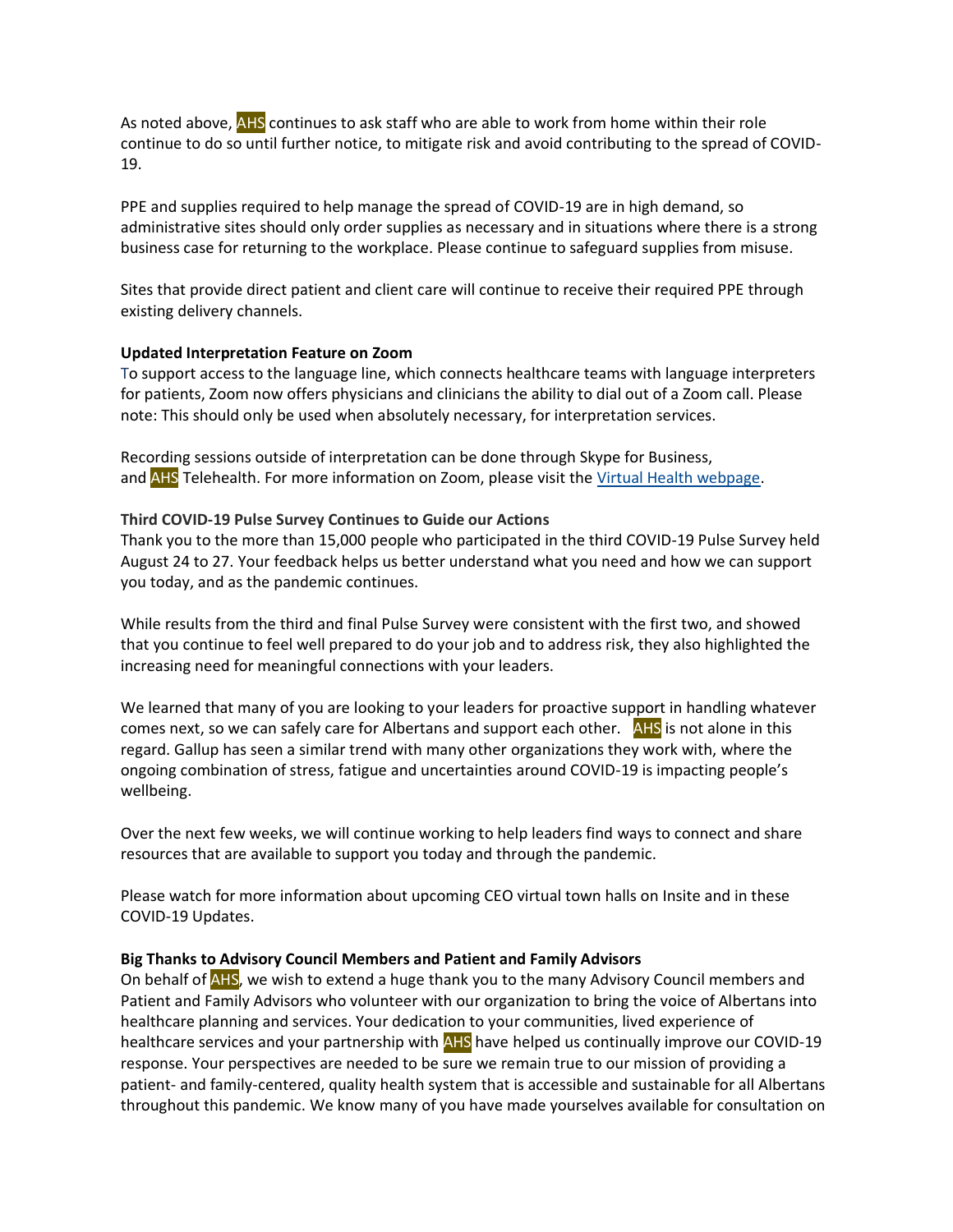As noted above, AHS continues to ask staff who are able to work from home within their role continue to do so until further notice, to mitigate risk and avoid contributing to the spread of COVID-19.

PPE and supplies required to help manage the spread of COVID-19 are in high demand, so administrative sites should only order supplies as necessary and in situations where there is a strong business case for returning to the workplace. Please continue to safeguard supplies from misuse.

Sites that provide direct patient and client care will continue to receive their required PPE through existing delivery channels.

**Updated Interpretation Feature on Zoom**

To support access to the language line, which connects healthcare teams with language interpreters for patients, Zoom now offers physicians and clinicians the ability to dial out of a Zoom call. Please note: This should only be used when absolutely necessary, for interpretation services.

Recording sessions outside of interpretation can be done through Skype for Business, and AHS Telehealth. For more information on Zoom, please visit the Virtual Health webpage.

**Third COVID-19 Pulse Survey Continues to Guide our Actions**

Thank you to the more than 15,000 people who participated in the third COVID-19 Pulse Survey held August 24 to 27. Your feedback helps us better understand what you need and how we can support you today, and as the pandemic continues.

While results from the third and final Pulse Survey were consistent with the first two, and showed that you continue to feel well prepared to do your job and to address risk, they also highlighted the increasing need for meaningful connections with your leaders.

We learned that many of you are looking to your leaders for proactive support in handling whatever comes next, so we can safely care for Albertans and support each other. AHS is not alone in this regard. Gallup has seen a similar trend with many other organizations they work with, where the ongoing combination of stress, fatigue and uncertainties around COVID-19 is impacting people's wellbeing.

Over the next few weeks, we will continue working to help leaders find ways to connect and share resources that are available to support you today and through the pandemic.

Please watch for more information about upcoming CEO virtual town halls on Insite and in these COVID-19 Updates.

**Big Thanks to Advisory Council Members and Patient and Family Advisors**

On behalf of AHS, we wish to extend a huge thank you to the many Advisory Council members and Patient and Family Advisors who volunteer with our organization to bring the voice of Albertans into healthcare planning and services. Your dedication to your communities, lived experience of healthcare services and your partnership with AHS have helped us continually improve our COVID-19 response. Your perspectives are needed to be sure we remain true to our mission of providing a patient- and family-centered, quality health system that is accessible and sustainable for all Albertans throughout this pandemic. We know many of you have made yourselves available for consultation on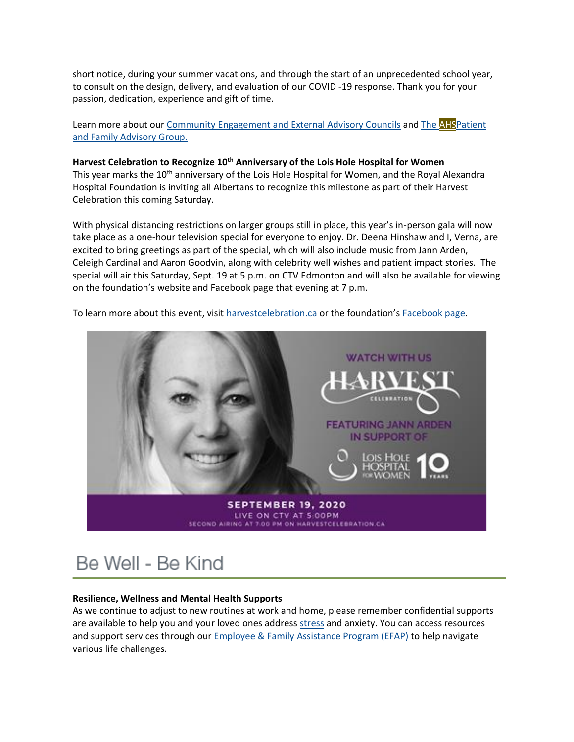short notice, during your summer vacations, and through the start of an unprecedented school year, to consult on the design, delivery, and evaluation of our COVID -19 response. Thank you for your passion, dedication, experience and gift of time.

Learn more about our Community Engagement and External Advisory Councils and The AHSPatient and Family Advisory Group.

**Harvest Celebration to Recognize 10th Anniversary of the Lois Hole Hospital for Women**

This year marks the 10th anniversary of the Lois Hole Hospital for Women, and the Royal Alexandra Hospital Foundation is inviting all Albertans to recognize this milestone as part of their Harvest Celebration this coming Saturday.

With physical distancing restrictions on larger groups still in place, this year's in-person gala will now take place as a one-hour television special for everyone to enjoy. Dr. Deena Hinshaw and I, Verna, are excited to bring greetings as part of the special, which will also include music from Jann Arden, Celeigh Cardinal and Aaron Goodvin, along with celebrity well wishes and patient impact stories. The special will air this Saturday, Sept. 19 at 5 p.m. on CTV Edmonton and will also be available for viewing on the foundation's website and Facebook page that evening at 7 p.m.

To learn more about this event, visit harvestcelebration.ca or the foundation's Facebook page.

WATCH WITH US

HARVEST CELEBRATION

FEATURING JANN ARDEN IN SUPPORT OF

LOIS HOLE HOSPITAL FOR WOMEN 10 YEARS

SEPTEMBER 19, 2020

LIVE ON CTV AT 5:00PM

SECOND AIRING AT 7:00 PM ON HARVESTCELEBRATION.CA

# Be Well - Be Kind

**Resilience, Wellness and Mental Health Supports**

As we continue to adjust to new routines at work and home, please remember confidential supports are available to help you and your loved ones address stress and anxiety. You can access resources and support services through our Employee & Family Assistance Program (EFAP) to help navigate various life challenges.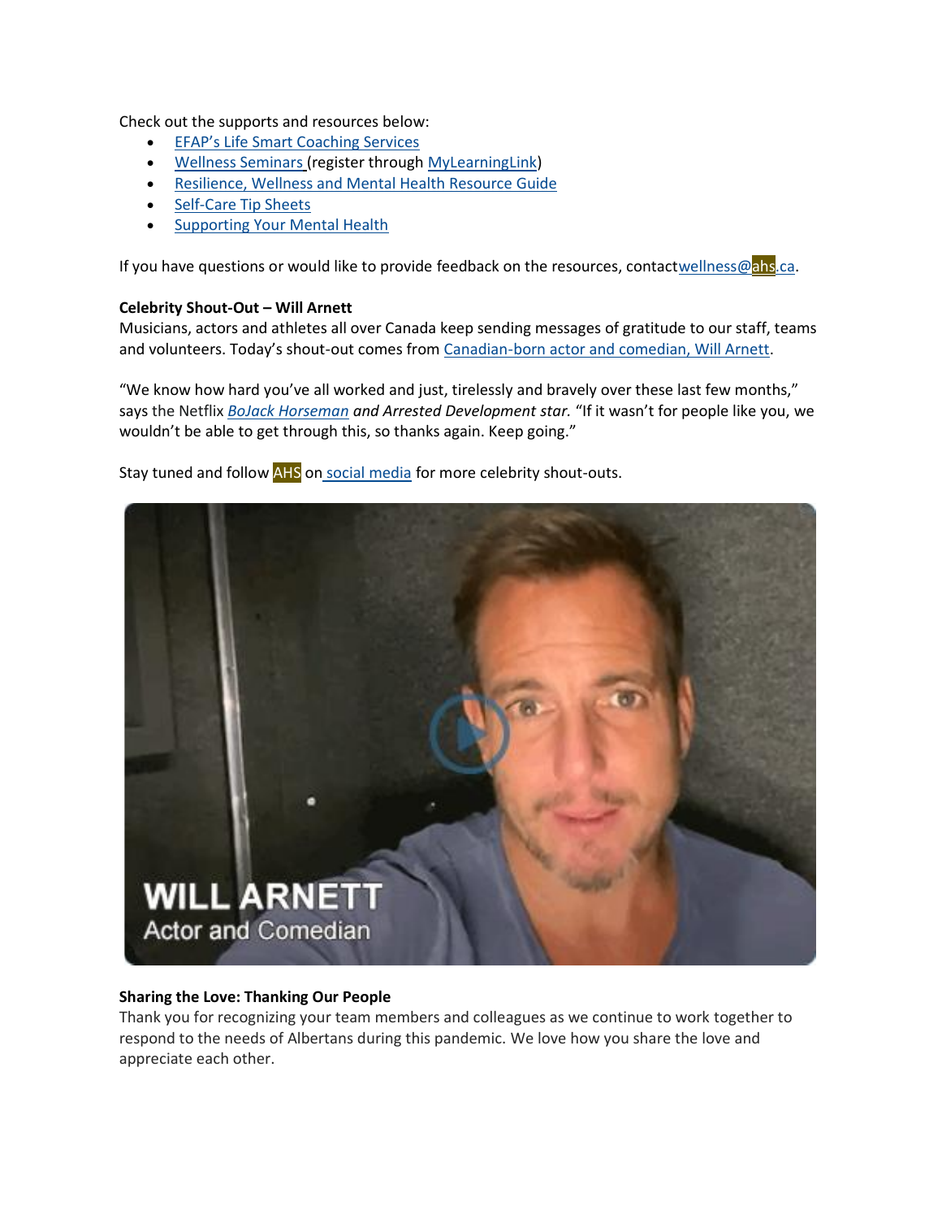Check out the supports and resources below:

- EFAP's Life Smart Coaching Services
- Wellness Seminars (register through MyLearningLink)
- Resilience, Wellness and Mental Health Resource Guide
- Self-Care Tip Sheets
- Supporting Your Mental Health

If you have questions or would like to provide feedback on the resources, contact wellness@ahs.ca.

**Celebrity Shout-Out – Will Arnett**

Musicians, actors and athletes all over Canada keep sending messages of gratitude to our staff, teams and volunteers. Today's shout-out comes from Canadian-born actor and comedian, Will Arnett.

"We know how hard you've all worked and just, tirelessly and bravely over these last few months," says the Netflix *BoJack Horseman and Arrested Development star.* "If it wasn't for people like you, we wouldn't be able to get through this, so thanks again. Keep going."

Stay tuned and follow AHS on social media for more celebrity shout-outs.

WILL ARNETT
Actor and Comedian

**Sharing the Love: Thanking Our People**

Thank you for recognizing your team members and colleagues as we continue to work together to respond to the needs of Albertans during this pandemic. We love how you share the love and appreciate each other.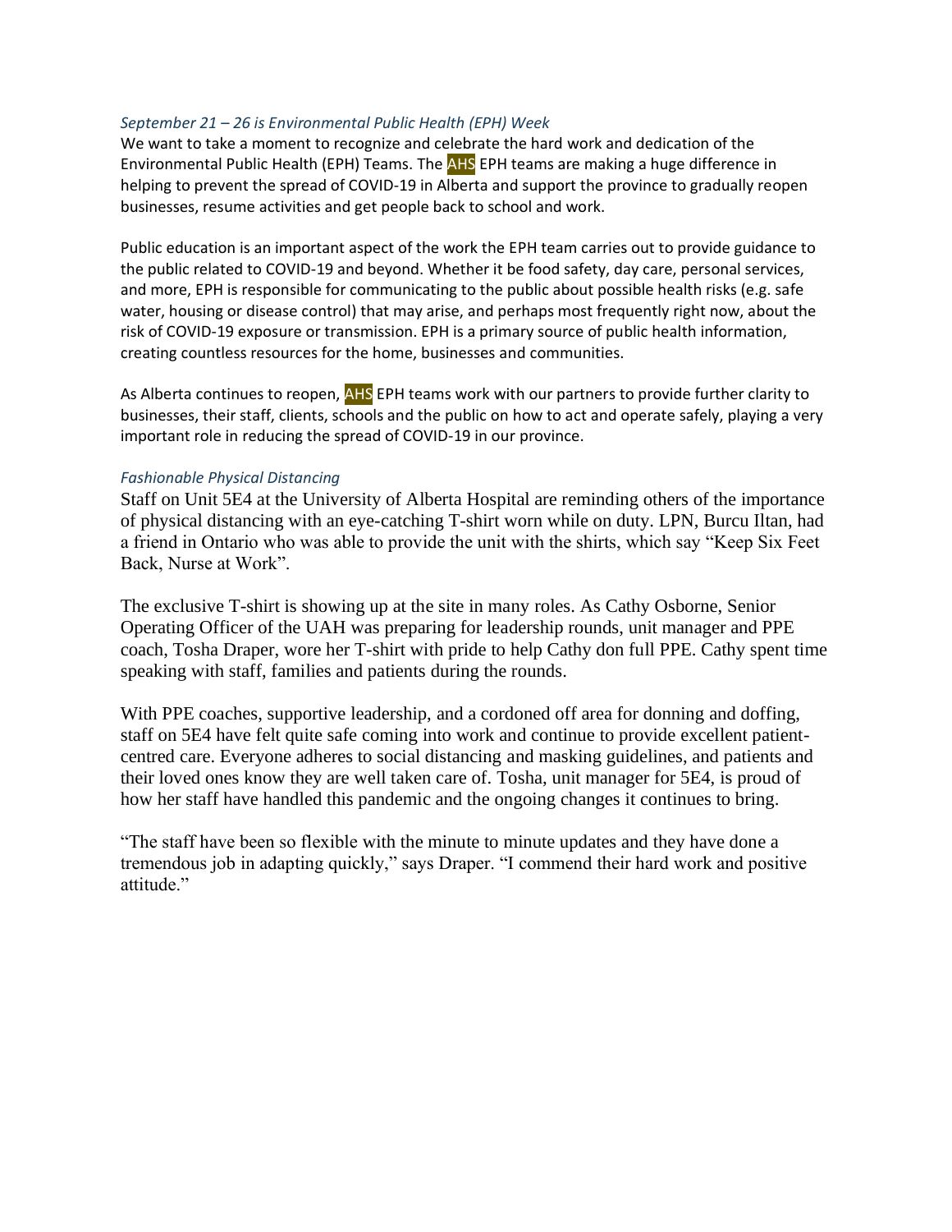*September 21 – 26 is Environmental Public Health (EPH) Week*

We want to take a moment to recognize and celebrate the hard work and dedication of the Environmental Public Health (EPH) Teams. The AHS EPH teams are making a huge difference in helping to prevent the spread of COVID-19 in Alberta and support the province to gradually reopen businesses, resume activities and get people back to school and work.

Public education is an important aspect of the work the EPH team carries out to provide guidance to the public related to COVID-19 and beyond. Whether it be food safety, day care, personal services, and more, EPH is responsible for communicating to the public about possible health risks (e.g. safe water, housing or disease control) that may arise, and perhaps most frequently right now, about the risk of COVID-19 exposure or transmission. EPH is a primary source of public health information, creating countless resources for the home, businesses and communities.

As Alberta continues to reopen, AHS EPH teams work with our partners to provide further clarity to businesses, their staff, clients, schools and the public on how to act and operate safely, playing a very important role in reducing the spread of COVID-19 in our province.

*Fashionable Physical Distancing*

Staff on Unit 5E4 at the University of Alberta Hospital are reminding others of the importance of physical distancing with an eye-catching T-shirt worn while on duty. LPN, Burcu Iltan, had a friend in Ontario who was able to provide the unit with the shirts, which say "Keep Six Feet Back, Nurse at Work".

The exclusive T-shirt is showing up at the site in many roles. As Cathy Osborne, Senior Operating Officer of the UAH was preparing for leadership rounds, unit manager and PPE coach, Tosha Draper, wore her T-shirt with pride to help Cathy don full PPE. Cathy spent time speaking with staff, families and patients during the rounds.

With PPE coaches, supportive leadership, and a cordoned off area for donning and doffing, staff on 5E4 have felt quite safe coming into work and continue to provide excellent patient-centred care. Everyone adheres to social distancing and masking guidelines, and patients and their loved ones know they are well taken care of. Tosha, unit manager for 5E4, is proud of how her staff have handled this pandemic and the ongoing changes it continues to bring.

"The staff have been so flexible with the minute to minute updates and they have done a tremendous job in adapting quickly," says Draper. "I commend their hard work and positive attitude."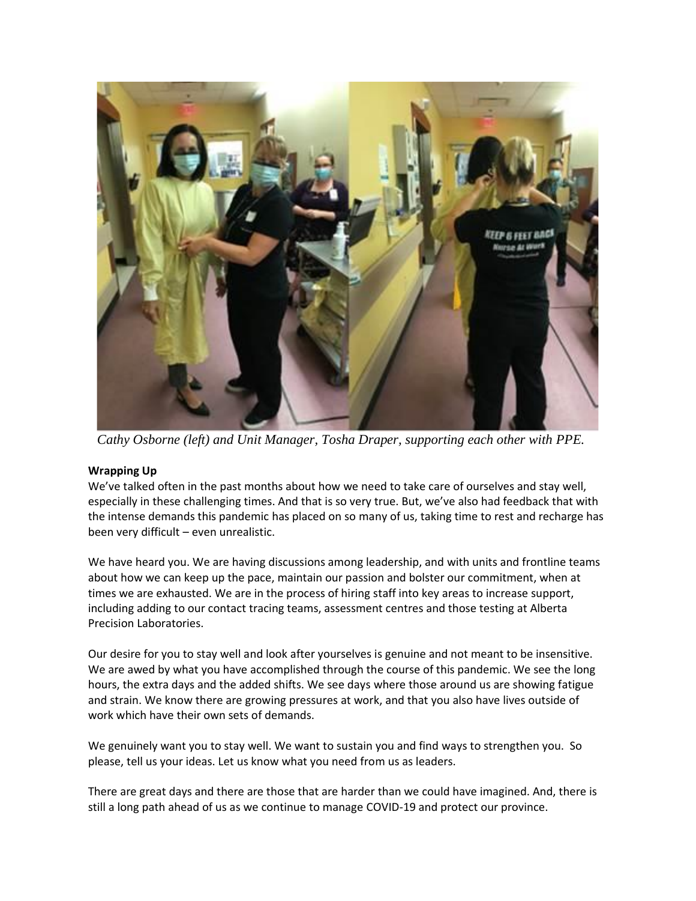*Cathy Osborne (left) and Unit Manager, Tosha Draper, supporting each other with PPE.*

**Wrapping Up**

We've talked often in the past months about how we need to take care of ourselves and stay well, especially in these challenging times. And that is so very true. But, we've also had feedback that with the intense demands this pandemic has placed on so many of us, taking time to rest and recharge has been very difficult – even unrealistic.

We have heard you. We are having discussions among leadership, and with units and frontline teams about how we can keep up the pace, maintain our passion and bolster our commitment, when at times we are exhausted. We are in the process of hiring staff into key areas to increase support, including adding to our contact tracing teams, assessment centres and those testing at Alberta Precision Laboratories.

Our desire for you to stay well and look after yourselves is genuine and not meant to be insensitive. We are awed by what you have accomplished through the course of this pandemic. We see the long hours, the extra days and the added shifts. We see days where those around us are showing fatigue and strain. We know there are growing pressures at work, and that you also have lives outside of work which have their own sets of demands.

We genuinely want you to stay well. We want to sustain you and find ways to strengthen you. So please, tell us your ideas. Let us know what you need from us as leaders.

There are great days and there are those that are harder than we could have imagined. And, there is still a long path ahead of us as we continue to manage COVID-19 and protect our province.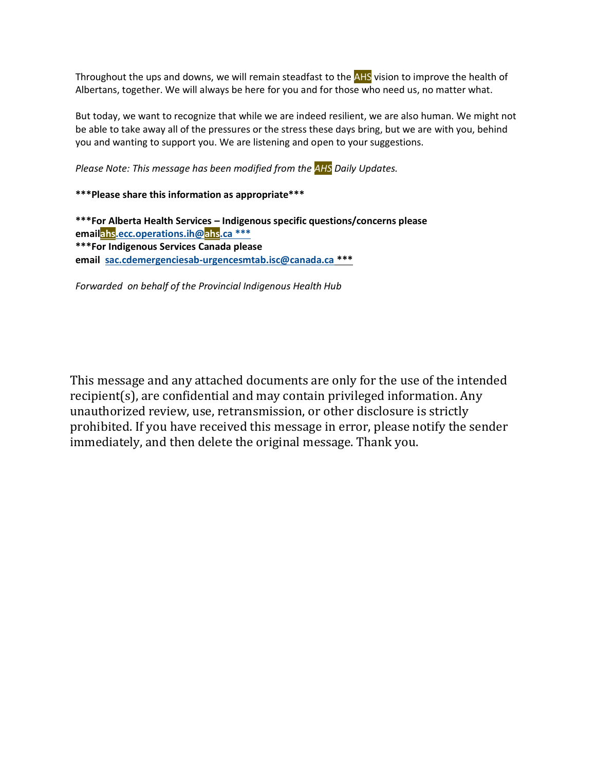Throughout the ups and downs, we will remain steadfast to the AHS vision to improve the health of Albertans, together. We will always be here for you and for those who need us, no matter what.

But today, we want to recognize that while we are indeed resilient, we are also human. We might not be able to take away all of the pressures or the stress these days bring, but we are with you, behind you and wanting to support you. We are listening and open to your suggestions.

*Please Note: This message has been modified from the AHS Daily Updates.*

**\*\*\*Please share this information as appropriate\*\*\***

**\*\*\*For Alberta Health Services – Indigenous specific questions/concerns please email ahs.ecc.operations.ih@ahs.ca \*\*\***
**\*\*\*For Indigenous Services Canada please email sac.cdemergenciesab-urgencesmtab.isc@canada.ca \*\*\***

*Forwarded on behalf of the Provincial Indigenous Health Hub*

This message and any attached documents are only for the use of the intended recipient(s), are confidential and may contain privileged information. Any unauthorized review, use, retransmission, or other disclosure is strictly prohibited. If you have received this message in error, please notify the sender immediately, and then delete the original message. Thank you.